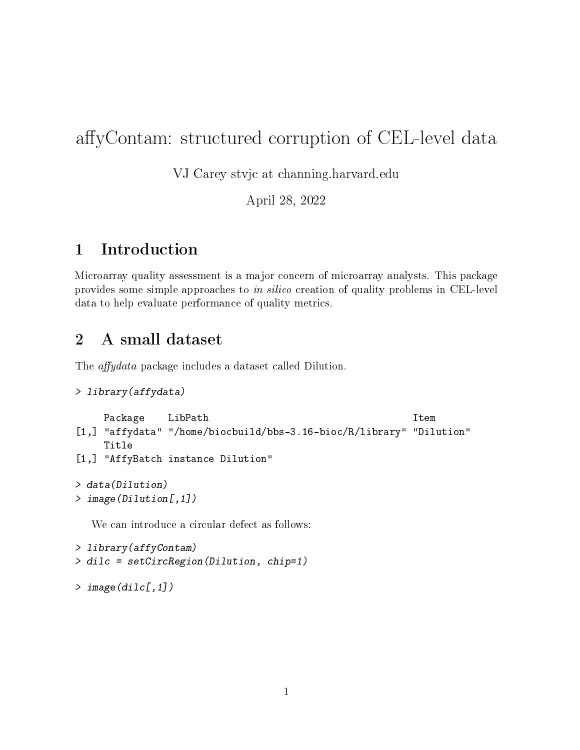# affyContam: structured corruption of CEL-level data

VJ Carey stvjc at channing.harvard.edu

April 28, 2022

## 1 Introduction

Microarray quality assessment is a major concern of microarray analysts. This package provides some simple approaches to *in silico* creation of quality problems in CEL-level data to help evaluate performance of quality metrics.

## 2 A small dataset

The *affydata* package includes a dataset called Dilution.

```
> library(affydata)

     Package    LibPath                                    Item
[1,] "affydata" "/home/biocbuild/bbs-3.16-bioc/R/library" "Dilution"
     Title
[1,] "AffyBatch instance Dilution"

> data(Dilution)
> image(Dilution[,1])
```

We can introduce a circular defect as follows:

```
> library(affyContam)
> dilc = setCircRegion(Dilution, chip=1)

> image(dilc[,1])
```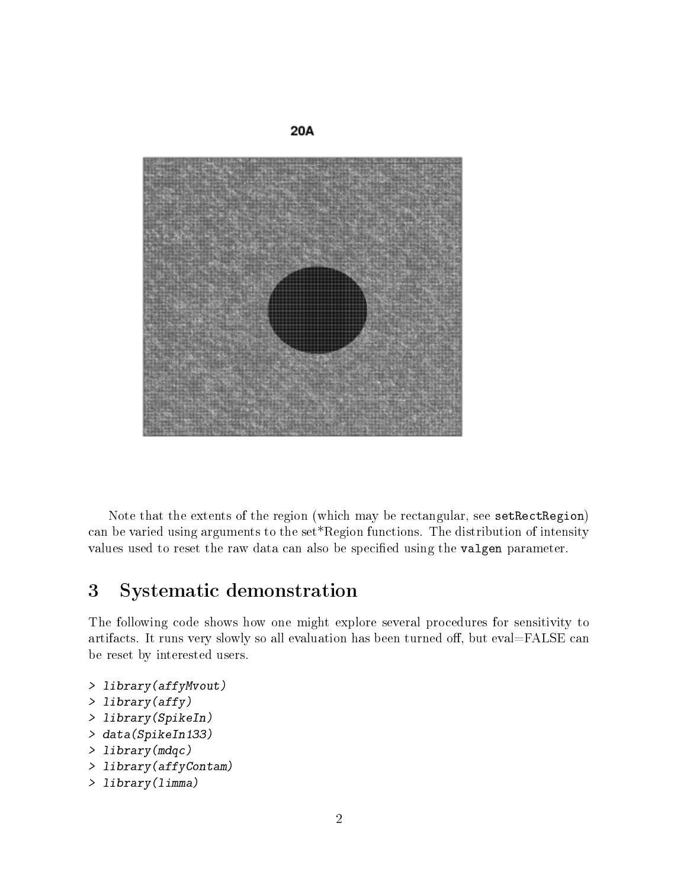20A

Note that the extents of the region (which may be rectangular, see `setRectRegion`) can be varied using arguments to the set*Region functions. The distribution of intensity values used to reset the raw data can also be specified using the `valgen` parameter.

# 3 Systematic demonstration

The following code shows how one might explore several procedures for sensitivity to artifacts. It runs very slowly so all evaluation has been turned off, but eval=FALSE can be reset by interested users.

```
> library(affyMvout)
> library(affy)
> library(SpikeIn)
> data(SpikeIn133)
> library(mdqc)
> library(affyContam)
> library(limma)
```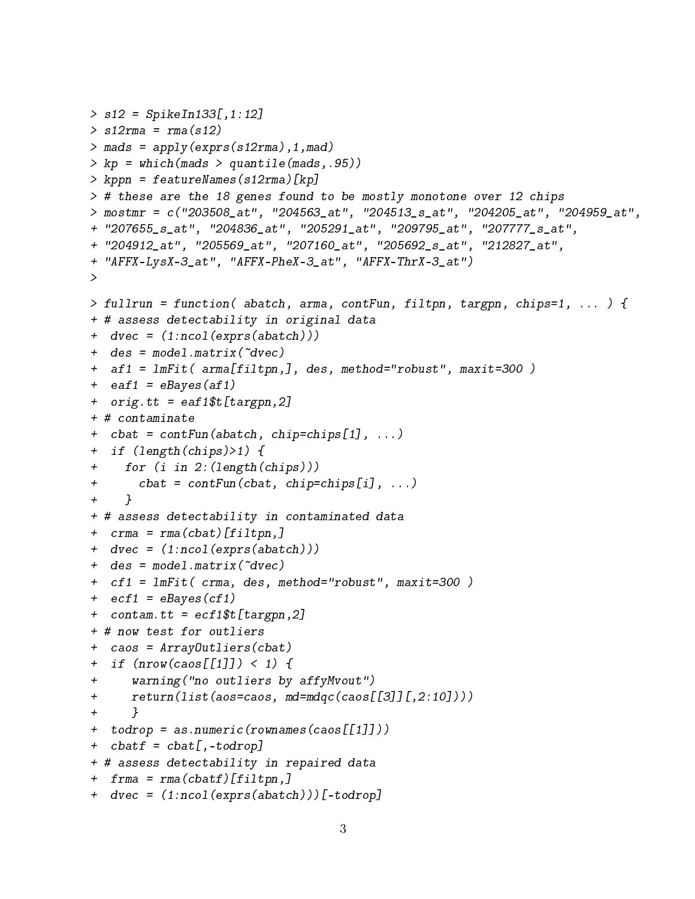```
> s12 = SpikeIn133[,1:12]
> s12rma = rma(s12)
> mads = apply(exprs(s12rma),1,mad)
> kp = which(mads > quantile(mads,.95))
> kppn = featureNames(s12rma)[kp]
> # these are the 18 genes found to be mostly monotone over 12 chips
> mostmr = c("203508_at", "204563_at", "204513_s_at", "204205_at", "204959_at",
+ "207655_s_at", "204836_at", "205291_at", "209795_at", "207777_s_at",
+ "204912_at", "205569_at", "207160_at", "205692_s_at", "212827_at",
+ "AFFX-LysX-3_at", "AFFX-PheX-3_at", "AFFX-ThrX-3_at")
>

> fullrun = function( abatch, arma, contFun, filtpn, targpn, chips=1, ... ) {
+ # assess detectability in original data
+  dvec = (1:ncol(exprs(abatch)))
+  des = model.matrix(~dvec)
+  af1 = lmFit( arma[filtpn,], des, method="robust", maxit=300 )
+  eaf1 = eBayes(af1)
+  orig.tt = eaf1$t[targpn,2]
+ # contaminate
+  cbat = contFun(abatch, chip=chips[1], ...)
+  if (length(chips)>1) {
+    for (i in 2:(length(chips)))
+      cbat = contFun(cbat, chip=chips[i], ...)
+    }
+ # assess detectability in contaminated data
+  crma = rma(cbat)[filtpn,]
+  dvec = (1:ncol(exprs(abatch)))
+  des = model.matrix(~dvec)
+  cf1 = lmFit( crma, des, method="robust", maxit=300 )
+  ecf1 = eBayes(cf1)
+  contam.tt = ecf1$t[targpn,2]
+ # now test for outliers
+  caos = ArrayOutliers(cbat)
+  if (nrow(caos[[1]]) < 1) {
+     warning("no outliers by affyMvout")
+     return(list(aos=caos, md=mdqc(caos[[3]][,2:10])))
+     }
+  todrop = as.numeric(rownames(caos[[1]]))
+  cbatf = cbat[,-todrop]
+ # assess detectability in repaired data
+  frma = rma(cbatf)[filtpn,]
+  dvec = (1:ncol(exprs(abatch)))[-todrop]
```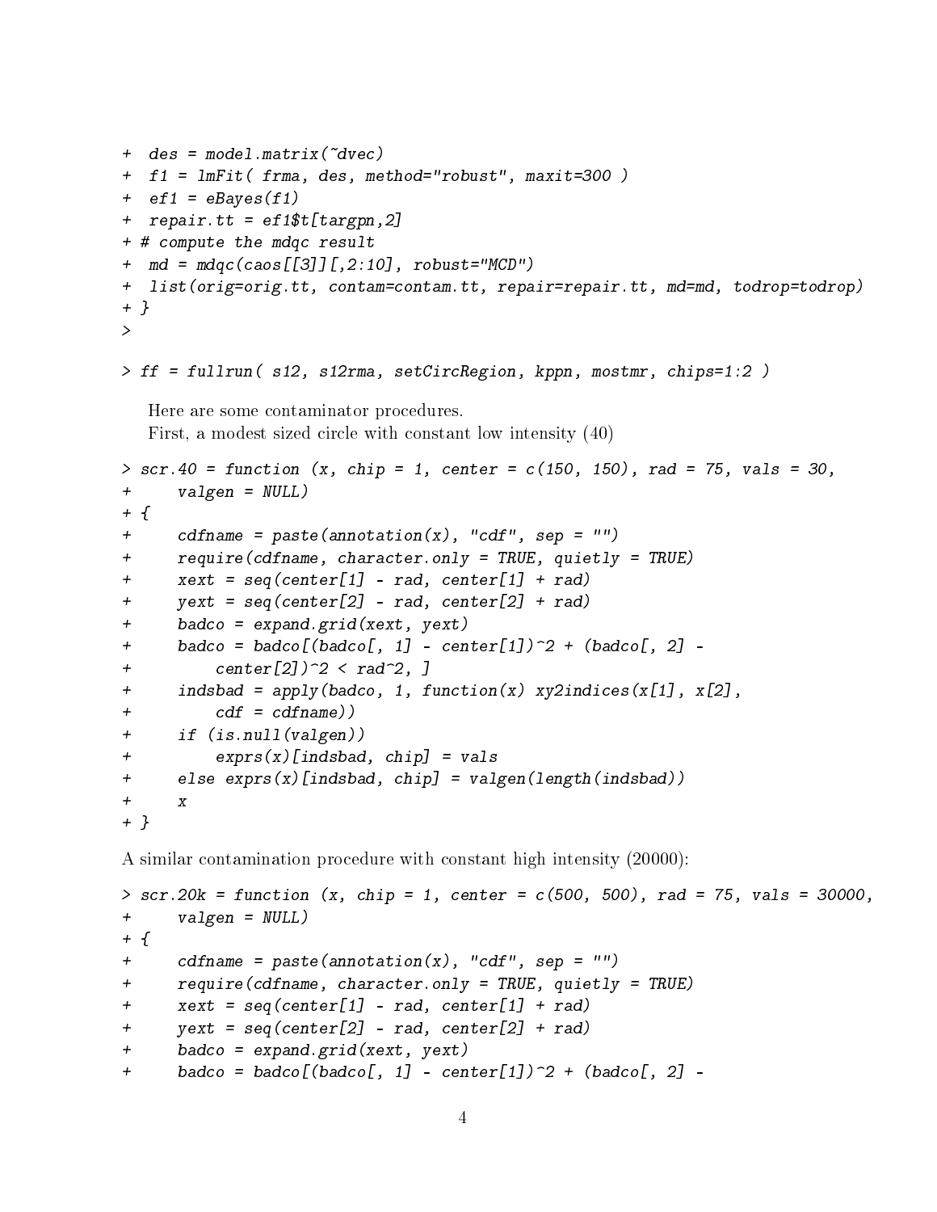```
+  des = model.matrix(~dvec)
+  f1 = lmFit( frma, des, method="robust", maxit=300 )
+  ef1 = eBayes(f1)
+  repair.tt = ef1$t[targpn,2]
+ # compute the mdqc result
+  md = mdqc(caos[[3]][,2:10], robust="MCD")
+  list(orig=orig.tt, contam=contam.tt, repair=repair.tt, md=md, todrop=todrop)
+ }
>

> ff = fullrun( s12, s12rma, setCircRegion, kppn, mostmr, chips=1:2 )
```

Here are some contaminator procedures.

First, a modest sized circle with constant low intensity (40)

```
> scr.40 = function (x, chip = 1, center = c(150, 150), rad = 75, vals = 30,
+     valgen = NULL)
+ {
+     cdfname = paste(annotation(x), "cdf", sep = "")
+     require(cdfname, character.only = TRUE, quietly = TRUE)
+     xext = seq(center[1] - rad, center[1] + rad)
+     yext = seq(center[2] - rad, center[2] + rad)
+     badco = expand.grid(xext, yext)
+     badco = badco[(badco[, 1] - center[1])^2 + (badco[, 2] -
+         center[2])^2 < rad^2, ]
+     indsbad = apply(badco, 1, function(x) xy2indices(x[1], x[2],
+         cdf = cdfname))
+     if (is.null(valgen))
+         exprs(x)[indsbad, chip] = vals
+     else exprs(x)[indsbad, chip] = valgen(length(indsbad))
+     x
+ }
```

A similar contamination procedure with constant high intensity (20000):

```
> scr.20k = function (x, chip = 1, center = c(500, 500), rad = 75, vals = 30000,
+     valgen = NULL)
+ {
+     cdfname = paste(annotation(x), "cdf", sep = "")
+     require(cdfname, character.only = TRUE, quietly = TRUE)
+     xext = seq(center[1] - rad, center[1] + rad)
+     yext = seq(center[2] - rad, center[2] + rad)
+     badco = expand.grid(xext, yext)
+     badco = badco[(badco[, 1] - center[1])^2 + (badco[, 2] -
```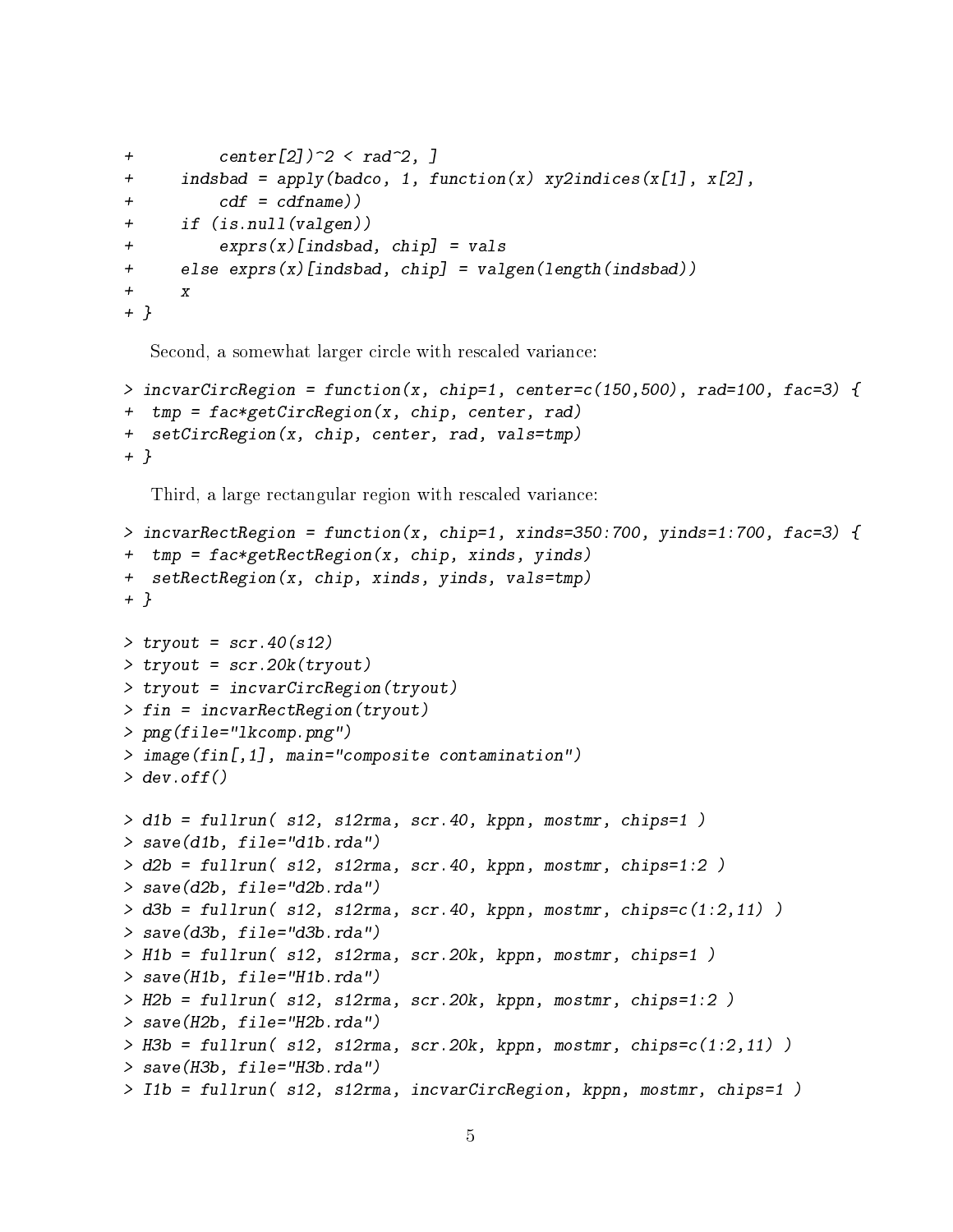```
+         center[2])^2 < rad^2, ]
+     indsbad = apply(badco, 1, function(x) xy2indices(x[1], x[2],
+         cdf = cdfname))
+     if (is.null(valgen))
+         exprs(x)[indsbad, chip] = vals
+     else exprs(x)[indsbad, chip] = valgen(length(indsbad))
+     x
+ }
```

Second, a somewhat larger circle with rescaled variance:

```
> incvarCircRegion = function(x, chip=1, center=c(150,500), rad=100, fac=3) {
+  tmp = fac*getCircRegion(x, chip, center, rad)
+  setCircRegion(x, chip, center, rad, vals=tmp)
+ }
```

Third, a large rectangular region with rescaled variance:

```
> incvarRectRegion = function(x, chip=1, xinds=350:700, yinds=1:700, fac=3) {
+  tmp = fac*getRectRegion(x, chip, xinds, yinds)
+  setRectRegion(x, chip, xinds, yinds, vals=tmp)
+ }
```

```
> tryout = scr.40(s12)
> tryout = scr.20k(tryout)
> tryout = incvarCircRegion(tryout)
> fin = incvarRectRegion(tryout)
> png(file="lkcomp.png")
> image(fin[,1], main="composite contamination")
> dev.off()
```

```
> d1b = fullrun( s12, s12rma, scr.40, kppn, mostmr, chips=1 )
> save(d1b, file="d1b.rda")
> d2b = fullrun( s12, s12rma, scr.40, kppn, mostmr, chips=1:2 )
> save(d2b, file="d2b.rda")
> d3b = fullrun( s12, s12rma, scr.40, kppn, mostmr, chips=c(1:2,11) )
> save(d3b, file="d3b.rda")
> H1b = fullrun( s12, s12rma, scr.20k, kppn, mostmr, chips=1 )
> save(H1b, file="H1b.rda")
> H2b = fullrun( s12, s12rma, scr.20k, kppn, mostmr, chips=1:2 )
> save(H2b, file="H2b.rda")
> H3b = fullrun( s12, s12rma, scr.20k, kppn, mostmr, chips=c(1:2,11) )
> save(H3b, file="H3b.rda")
> I1b = fullrun( s12, s12rma, incvarCircRegion, kppn, mostmr, chips=1 )
```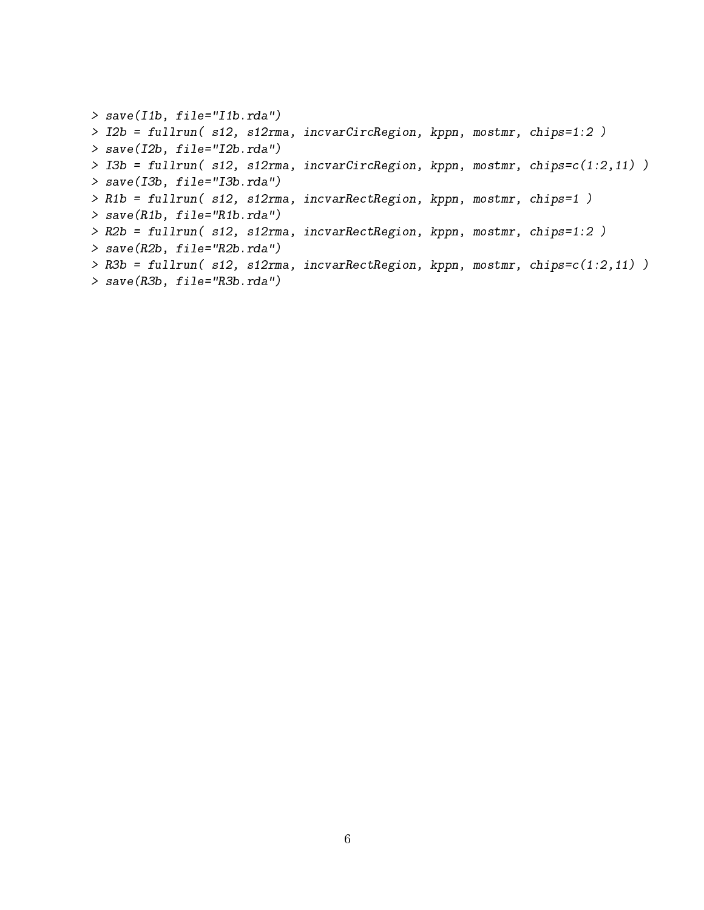```
> save(I1b, file="I1b.rda")
> I2b = fullrun( s12, s12rma, incvarCircRegion, kppn, mostmr, chips=1:2 )
> save(I2b, file="I2b.rda")
> I3b = fullrun( s12, s12rma, incvarCircRegion, kppn, mostmr, chips=c(1:2,11) )
> save(I3b, file="I3b.rda")
> R1b = fullrun( s12, s12rma, incvarRectRegion, kppn, mostmr, chips=1 )
> save(R1b, file="R1b.rda")
> R2b = fullrun( s12, s12rma, incvarRectRegion, kppn, mostmr, chips=1:2 )
> save(R2b, file="R2b.rda")
> R3b = fullrun( s12, s12rma, incvarRectRegion, kppn, mostmr, chips=c(1:2,11) )
> save(R3b, file="R3b.rda")
```